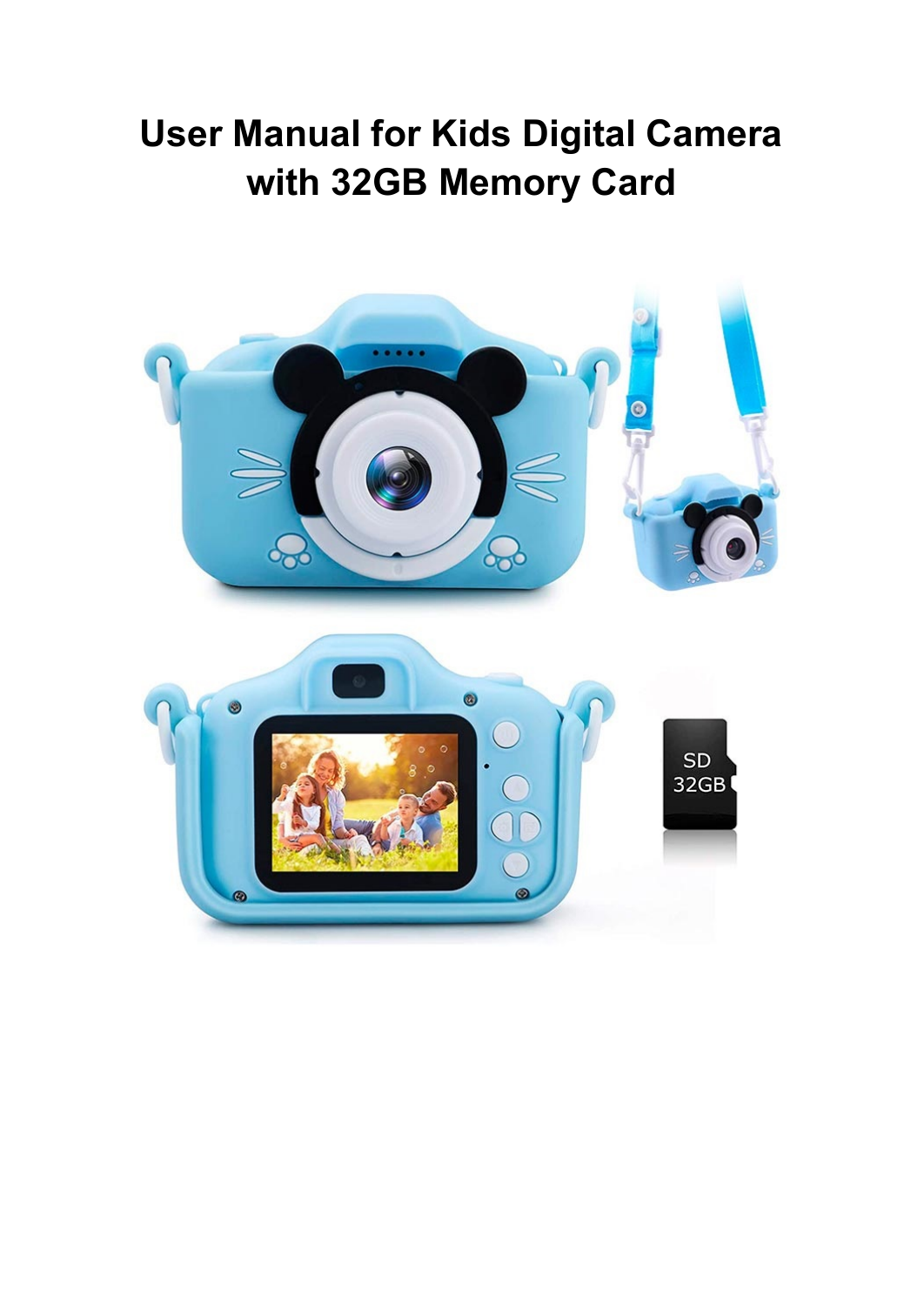# User Manual for Kids Digital Camera with 32GB Memory Card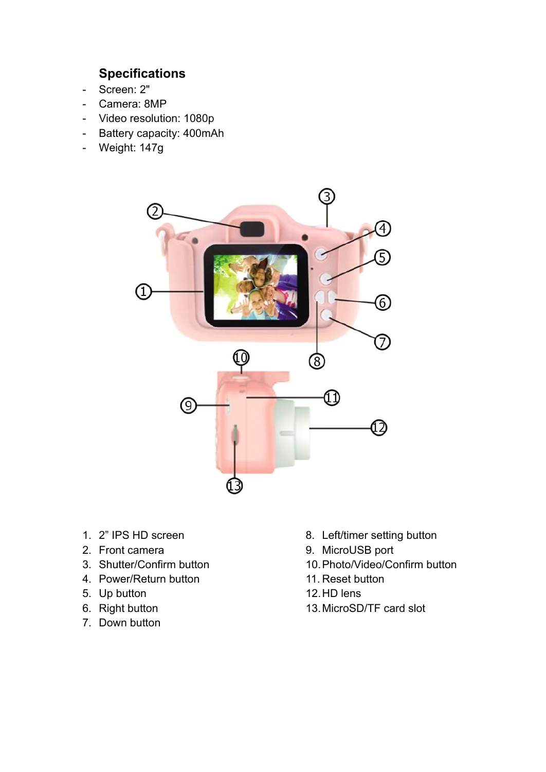### Specifications

- Screen: 2"
- Camera: 8MP
- Video resolution: 1080p
- Battery capacity: 400mAh
- Weight: 147g

1. 2” IPS HD screen
2. Front camera
3. Shutter/Confirm button
4. Power/Return button
5. Up button
6. Right button
7. Down button
8. Left/timer setting button
9. MicroUSB port
10. Photo/Video/Confirm button
11. Reset button
12. HD lens
13. MicroSD/TF card slot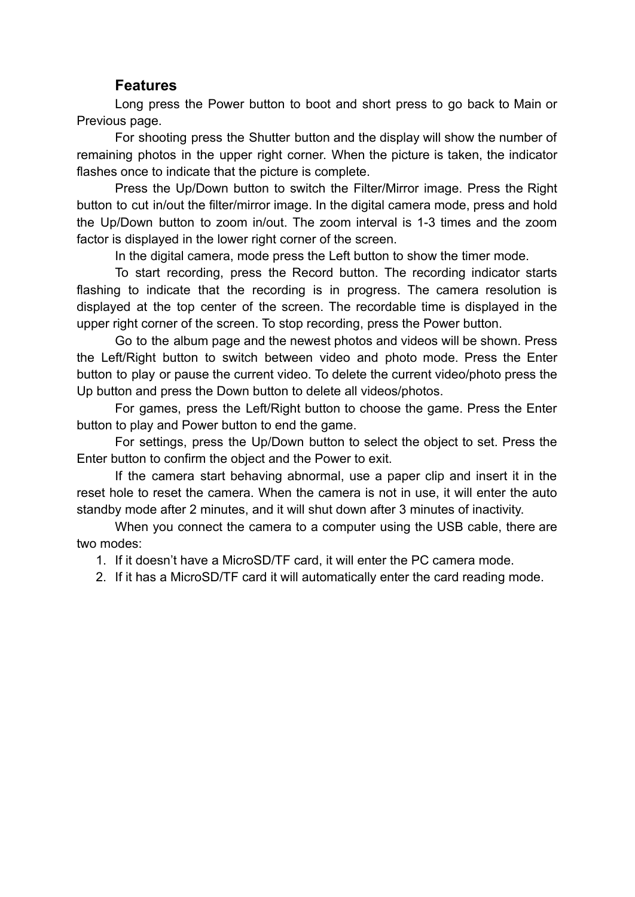## Features

Long press the Power button to boot and short press to go back to Main or Previous page.

For shooting press the Shutter button and the display will show the number of remaining photos in the upper right corner. When the picture is taken, the indicator flashes once to indicate that the picture is complete.

Press the Up/Down button to switch the Filter/Mirror image. Press the Right button to cut in/out the filter/mirror image. In the digital camera mode, press and hold the Up/Down button to zoom in/out. The zoom interval is 1-3 times and the zoom factor is displayed in the lower right corner of the screen.

In the digital camera, mode press the Left button to show the timer mode.

To start recording, press the Record button. The recording indicator starts flashing to indicate that the recording is in progress. The camera resolution is displayed at the top center of the screen. The recordable time is displayed in the upper right corner of the screen. To stop recording, press the Power button.

Go to the album page and the newest photos and videos will be shown. Press the Left/Right button to switch between video and photo mode. Press the Enter button to play or pause the current video. To delete the current video/photo press the Up button and press the Down button to delete all videos/photos.

For games, press the Left/Right button to choose the game. Press the Enter button to play and Power button to end the game.

For settings, press the Up/Down button to select the object to set. Press the Enter button to confirm the object and the Power to exit.

If the camera start behaving abnormal, use a paper clip and insert it in the reset hole to reset the camera. When the camera is not in use, it will enter the auto standby mode after 2 minutes, and it will shut down after 3 minutes of inactivity.

When you connect the camera to a computer using the USB cable, there are two modes:

1. If it doesn't have a MicroSD/TF card, it will enter the PC camera mode.
2. If it has a MicroSD/TF card it will automatically enter the card reading mode.